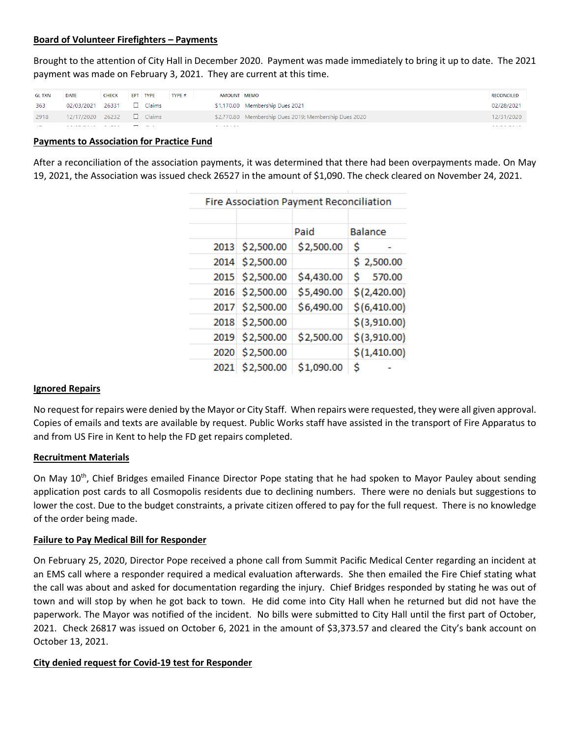**Board of Volunteer Firefighters – Payments**

Brought to the attention of City Hall in December 2020. Payment was made immediately to bring it up to date. The 2021 payment was made on February 3, 2021. They are current at this time.

| GL TXN | DATE | CHECK | EFT | TYPE | TYPE # | AMOUNT | MEMO | RECONCILED |
|---|---|---|---|---|---|---|---|---|
| 363 | 02/03/2021 | 26331 | ☐ | Claims | | $1,170.00 | Membership Dues 2021 | 02/28/2021 |
| 2918 | 12/17/2020 | 26232 | ☐ | Claims | | $2,770.80 | Membership Dues 2019; Membership Dues 2020 | 12/31/2020 |

**Payments to Association for Practice Fund**

After a reconciliation of the association payments, it was determined that there had been overpayments made. On May 19, 2021, the Association was issued check 26527 in the amount of $1,090. The check cleared on November 24, 2021.

| Fire Association Payment Reconciliation | | | |
|---|---|---|---|
| | | Paid | Balance |
| 2013 | $2,500.00 | $2,500.00 | $ - |
| 2014 | $2,500.00 | | $ 2,500.00 |
| 2015 | $2,500.00 | $4,430.00 | $ 570.00 |
| 2016 | $2,500.00 | $5,490.00 | $(2,420.00) |
| 2017 | $2,500.00 | $6,490.00 | $(6,410.00) |
| 2018 | $2,500.00 | | $(3,910.00) |
| 2019 | $2,500.00 | $2,500.00 | $(3,910.00) |
| 2020 | $2,500.00 | | $(1,410.00) |
| 2021 | $2,500.00 | $1,090.00 | $ - |

**Ignored Repairs**

No request for repairs were denied by the Mayor or City Staff. When repairs were requested, they were all given approval. Copies of emails and texts are available by request. Public Works staff have assisted in the transport of Fire Apparatus to and from US Fire in Kent to help the FD get repairs completed.

**Recruitment Materials**

On May 10th, Chief Bridges emailed Finance Director Pope stating that he had spoken to Mayor Pauley about sending application post cards to all Cosmopolis residents due to declining numbers. There were no denials but suggestions to lower the cost. Due to the budget constraints, a private citizen offered to pay for the full request. There is no knowledge of the order being made.

**Failure to Pay Medical Bill for Responder**

On February 25, 2020, Director Pope received a phone call from Summit Pacific Medical Center regarding an incident at an EMS call where a responder required a medical evaluation afterwards. She then emailed the Fire Chief stating what the call was about and asked for documentation regarding the injury. Chief Bridges responded by stating he was out of town and will stop by when he got back to town. He did come into City Hall when he returned but did not have the paperwork. The Mayor was notified of the incident. No bills were submitted to City Hall until the first part of October, 2021. Check 26817 was issued on October 6, 2021 in the amount of $3,373.57 and cleared the City's bank account on October 13, 2021.

**City denied request for Covid-19 test for Responder**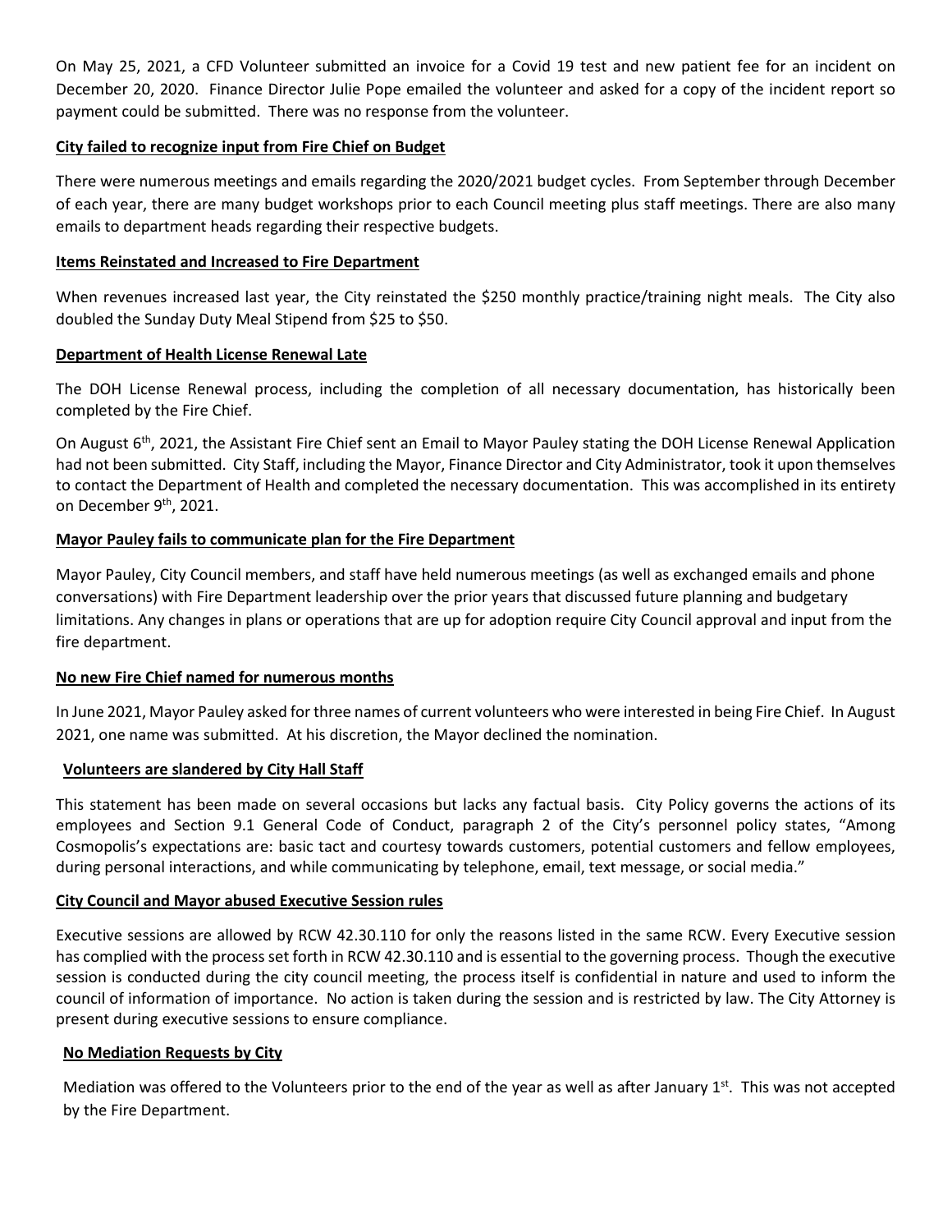On May 25, 2021, a CFD Volunteer submitted an invoice for a Covid 19 test and new patient fee for an incident on December 20, 2020. Finance Director Julie Pope emailed the volunteer and asked for a copy of the incident report so payment could be submitted. There was no response from the volunteer.

**City failed to recognize input from Fire Chief on Budget**

There were numerous meetings and emails regarding the 2020/2021 budget cycles. From September through December of each year, there are many budget workshops prior to each Council meeting plus staff meetings. There are also many emails to department heads regarding their respective budgets.

**Items Reinstated and Increased to Fire Department**

When revenues increased last year, the City reinstated the $250 monthly practice/training night meals. The City also doubled the Sunday Duty Meal Stipend from $25 to $50.

**Department of Health License Renewal Late**

The DOH License Renewal process, including the completion of all necessary documentation, has historically been completed by the Fire Chief.

On August 6th, 2021, the Assistant Fire Chief sent an Email to Mayor Pauley stating the DOH License Renewal Application had not been submitted. City Staff, including the Mayor, Finance Director and City Administrator, took it upon themselves to contact the Department of Health and completed the necessary documentation. This was accomplished in its entirety on December 9th, 2021.

**Mayor Pauley fails to communicate plan for the Fire Department**

Mayor Pauley, City Council members, and staff have held numerous meetings (as well as exchanged emails and phone conversations) with Fire Department leadership over the prior years that discussed future planning and budgetary limitations. Any changes in plans or operations that are up for adoption require City Council approval and input from the fire department.

**No new Fire Chief named for numerous months**

In June 2021, Mayor Pauley asked for three names of current volunteers who were interested in being Fire Chief. In August 2021, one name was submitted. At his discretion, the Mayor declined the nomination.

**Volunteers are slandered by City Hall Staff**

This statement has been made on several occasions but lacks any factual basis. City Policy governs the actions of its employees and Section 9.1 General Code of Conduct, paragraph 2 of the City's personnel policy states, "Among Cosmopolis's expectations are: basic tact and courtesy towards customers, potential customers and fellow employees, during personal interactions, and while communicating by telephone, email, text message, or social media."

**City Council and Mayor abused Executive Session rules**

Executive sessions are allowed by RCW 42.30.110 for only the reasons listed in the same RCW. Every Executive session has complied with the process set forth in RCW 42.30.110 and is essential to the governing process. Though the executive session is conducted during the city council meeting, the process itself is confidential in nature and used to inform the council of information of importance. No action is taken during the session and is restricted by law. The City Attorney is present during executive sessions to ensure compliance.

**No Mediation Requests by City**

Mediation was offered to the Volunteers prior to the end of the year as well as after January 1st. This was not accepted by the Fire Department.